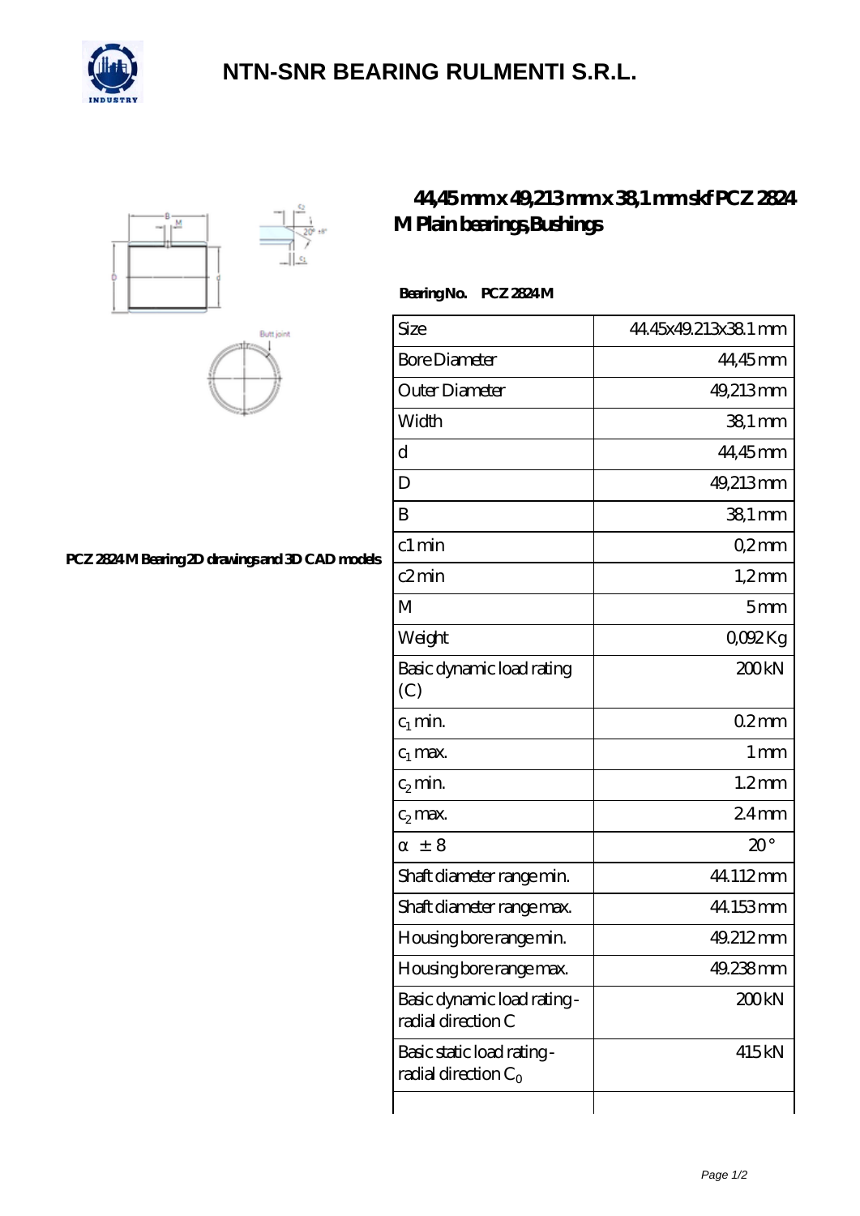# NTN-SNR BEARING RULMENTI S.R.L.

## 44,45 mm x 49,213 mm x 38,1 mm skf PCZ 2824 M Plain bearings,Bushings

PCZ 2824 M Bearing 2D drawings and 3D CAD models

**Bearing No. PCZ 2824 M**

| Size | 44.45x49.213x38.1 mm |
|---|---|
| Bore Diameter | 44,45 mm |
| Outer Diameter | 49,213 mm |
| Width | 38,1 mm |
| d | 44,45 mm |
| D | 49,213 mm |
| B | 38,1 mm |
| c1 min | 0,2 mm |
| c2 min | 1,2 mm |
| M | 5 mm |
| Weight | 0,092 Kg |
| Basic dynamic load rating (C) | 200 kN |
| $c_1$ min. | 0.2 mm |
| $c_1$ max. | 1 mm |
| $c_2$ min. | 1.2 mm |
| $c_2$ max. | 2.4 mm |
| α ± 8 | 20 ° |
| Shaft diameter range min. | 44.112 mm |
| Shaft diameter range max. | 44.153 mm |
| Housing bore range min. | 49.212 mm |
| Housing bore range max. | 49.238 mm |
| Basic dynamic load rating - radial direction C | 200 kN |
| Basic static load rating - radial direction $C_0$ | 415 kN |
| | |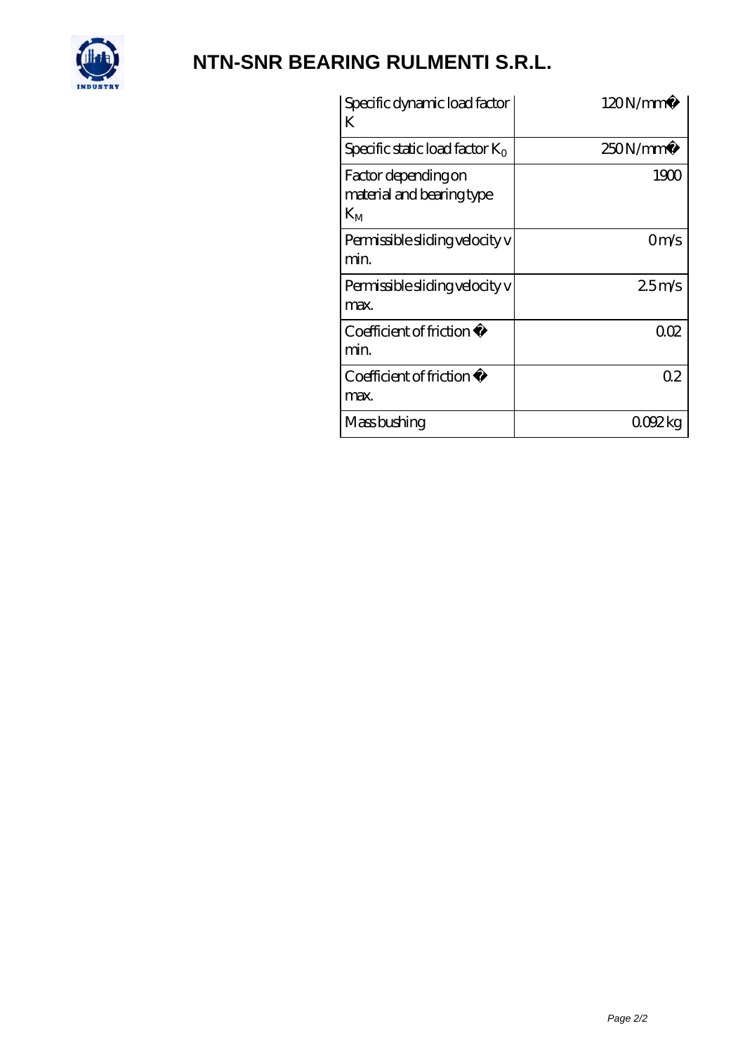# NTN-SNR BEARING RULMENTI S.R.L.

| | |
|---|---|
| Specific dynamic load factor K | 120 N/mm� |
| Specific static load factor $K_0$ | 250 N/mm� |
| Factor depending on material and bearing type $K_M$ | 1900 |
| Permissible sliding velocity v min. | 0 m/s |
| Permissible sliding velocity v max. | 2.5 m/s |
| Coefficient of friction � min. | 0.02 |
| Coefficient of friction � max. | 0.2 |
| Mass bushing | 0.092 kg |